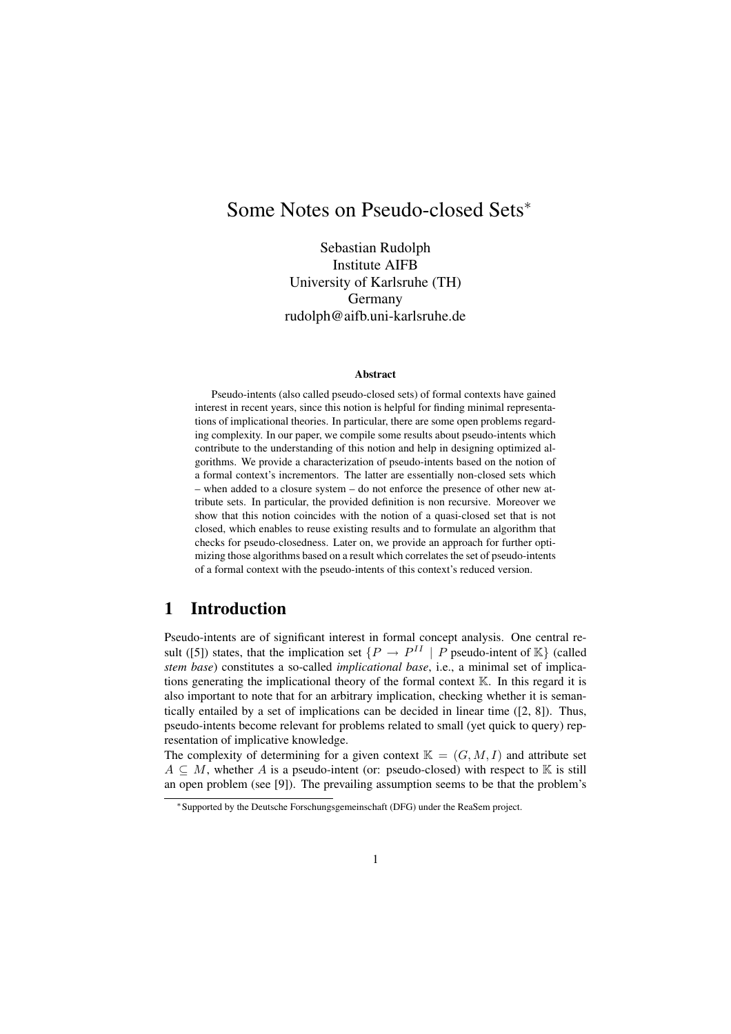# Some Notes on Pseudo-closed Sets*

Sebastian Rudolph
Institute AIFB
University of Karlsruhe (TH)
Germany
rudolph@aifb.uni-karlsruhe.de

### Abstract

Pseudo-intents (also called pseudo-closed sets) of formal contexts have gained interest in recent years, since this notion is helpful for finding minimal representations of implicational theories. In particular, there are some open problems regarding complexity. In our paper, we compile some results about pseudo-intents which contribute to the understanding of this notion and help in designing optimized algorithms. We provide a characterization of pseudo-intents based on the notion of a formal context's incrementors. The latter are essentially non-closed sets which – when added to a closure system – do not enforce the presence of other new attribute sets. In particular, the provided definition is non recursive. Moreover we show that this notion coincides with the notion of a quasi-closed set that is not closed, which enables to reuse existing results and to formulate an algorithm that checks for pseudo-closedness. Later on, we provide an approach for further optimizing those algorithms based on a result which correlates the set of pseudo-intents of a formal context with the pseudo-intents of this context's reduced version.

## 1 Introduction

Pseudo-intents are of significant interest in formal concept analysis. One central result ([5]) states, that the implication set $\{P \to P^{II} \mid P \text{ pseudo-intent of } \mathbb{K}\}$ (called *stem base*) constitutes a so-called *implicational base*, i.e., a minimal set of implications generating the implicational theory of the formal context $\mathbb{K}$. In this regard it is also important to note that for an arbitrary implication, checking whether it is semantically entailed by a set of implications can be decided in linear time ([2, 8]). Thus, pseudo-intents become relevant for problems related to small (yet quick to query) representation of implicative knowledge.

The complexity of determining for a given context $\mathbb{K} = (G, M, I)$ and attribute set $A \subseteq M$, whether $A$ is a pseudo-intent (or: pseudo-closed) with respect to $\mathbb{K}$ is still an open problem (see [9]). The prevailing assumption seems to be that the problem's

*Supported by the Deutsche Forschungsgemeinschaft (DFG) under the ReaSem project.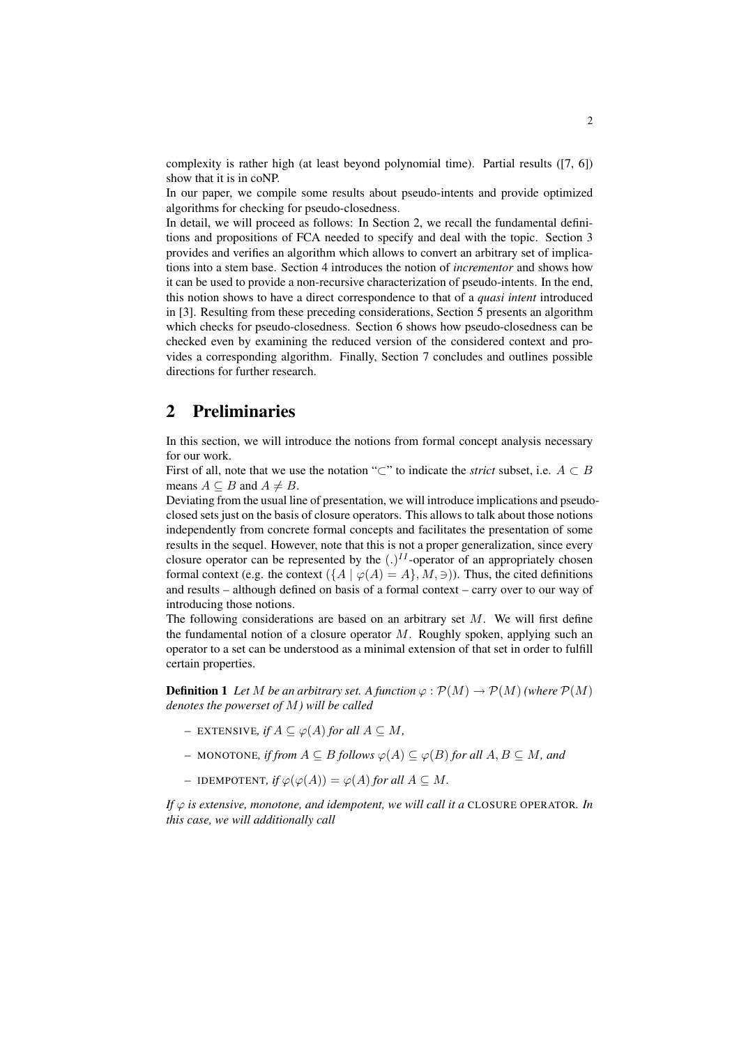complexity is rather high (at least beyond polynomial time). Partial results ([7, 6]) show that it is in coNP.

In our paper, we compile some results about pseudo-intents and provide optimized algorithms for checking for pseudo-closedness.

In detail, we will proceed as follows: In Section 2, we recall the fundamental definitions and propositions of FCA needed to specify and deal with the topic. Section 3 provides and verifies an algorithm which allows to convert an arbitrary set of implications into a stem base. Section 4 introduces the notion of *incrementor* and shows how it can be used to provide a non-recursive characterization of pseudo-intents. In the end, this notion shows to have a direct correspondence to that of a *quasi intent* introduced in [3]. Resulting from these preceding considerations, Section 5 presents an algorithm which checks for pseudo-closedness. Section 6 shows how pseudo-closedness can be checked even by examining the reduced version of the considered context and provides a corresponding algorithm. Finally, Section 7 concludes and outlines possible directions for further research.

## 2 Preliminaries

In this section, we will introduce the notions from formal concept analysis necessary for our work.

First of all, note that we use the notation "$\subset$" to indicate the *strict* subset, i.e. $A \subset B$ means $A \subseteq B$ and $A \neq B$.

Deviating from the usual line of presentation, we will introduce implications and pseudo-closed sets just on the basis of closure operators. This allows to talk about those notions independently from concrete formal concepts and facilitates the presentation of some results in the sequel. However, note that this is not a proper generalization, since every closure operator can be represented by the $(.)^{II}$-operator of an appropriately chosen formal context (e.g. the context $(\{A \mid \varphi(A) = A\}, M, \ni)$). Thus, the cited definitions and results – although defined on basis of a formal context – carry over to our way of introducing those notions.

The following considerations are based on an arbitrary set $M$. We will first define the fundamental notion of a closure operator $M$. Roughly spoken, applying such an operator to a set can be understood as a minimal extension of that set in order to fulfill certain properties.

**Definition 1** *Let $M$ be an arbitrary set. A function $\varphi : \mathcal{P}(M) \to \mathcal{P}(M)$ (where $\mathcal{P}(M)$ denotes the powerset of $M$) will be called*

- EXTENSIVE, *if $A \subseteq \varphi(A)$ for all $A \subseteq M$,*
- MONOTONE, *if from $A \subseteq B$ follows $\varphi(A) \subseteq \varphi(B)$ for all $A, B \subseteq M$, and*
- IDEMPOTENT, *if $\varphi(\varphi(A)) = \varphi(A)$ for all $A \subseteq M$.*

*If $\varphi$ is extensive, monotone, and idempotent, we will call it a* CLOSURE OPERATOR. *In this case, we will additionally call*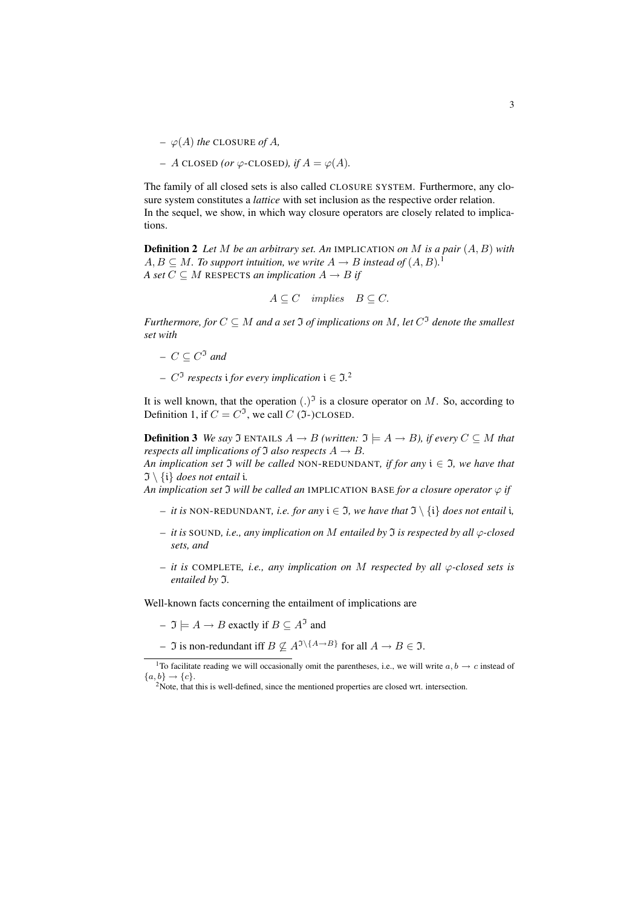– $\varphi(A)$ *the* CLOSURE *of* $A$,

– $A$ CLOSED *(or* $\varphi$*-*CLOSED*), if* $A = \varphi(A)$.

The family of all closed sets is also called CLOSURE SYSTEM. Furthermore, any closure system constitutes a *lattice* with set inclusion as the respective order relation.
In the sequel, we show, in which way closure operators are closely related to implications.

**Definition 2** *Let* $M$ *be an arbitrary set. An* IMPLICATION *on* $M$ *is a pair* $(A, B)$ *with* $A, B \subseteq M$. *To support intuition, we write* $A \to B$ *instead of* $(A, B)$.[1]
*A set* $C \subseteq M$ RESPECTS *an implication* $A \to B$ *if*

$$A \subseteq C \quad \textit{implies} \quad B \subseteq C.$$

*Furthermore, for* $C \subseteq M$ *and a set* $\mathfrak{I}$ *of implications on* $M$, *let* $C^{\mathfrak{I}}$ *denote the smallest set with*

– $C \subseteq C^{\mathfrak{I}}$ *and*

– $C^{\mathfrak{I}}$ *respects* $\mathfrak{i}$ *for every implication* $\mathfrak{i} \in \mathfrak{I}$.[2]

It is well known, that the operation $(.)^{\mathfrak{I}}$ is a closure operator on $M$. So, according to Definition 1, if $C = C^{\mathfrak{I}}$, we call $C$ ($\mathfrak{I}$-)CLOSED.

**Definition 3** *We say* $\mathfrak{I}$ ENTAILS $A \to B$ *(written:* $\mathfrak{I} \models A \to B$*), if every* $C \subseteq M$ *that respects all implications of* $\mathfrak{I}$ *also respects* $A \to B$.
*An implication set* $\mathfrak{I}$ *will be called* NON-REDUNDANT*, if for any* $\mathfrak{i} \in \mathfrak{I}$, *we have that* $\mathfrak{I} \setminus \{\mathfrak{i}\}$ *does not entail* $\mathfrak{i}$.
*An implication set* $\mathfrak{I}$ *will be called an* IMPLICATION BASE *for a closure operator* $\varphi$ *if*

– *it is* NON-REDUNDANT*, i.e. for any* $\mathfrak{i} \in \mathfrak{I}$, *we have that* $\mathfrak{I} \setminus \{\mathfrak{i}\}$ *does not entail* $\mathfrak{i}$,

– *it is* SOUND*, i.e., any implication on* $M$ *entailed by* $\mathfrak{I}$ *is respected by all* $\varphi$*-closed sets, and*

– *it is* COMPLETE*, i.e., any implication on* $M$ *respected by all* $\varphi$*-closed sets is entailed by* $\mathfrak{I}$.

Well-known facts concerning the entailment of implications are

– $\mathfrak{I} \models A \to B$ exactly if $B \subseteq A^{\mathfrak{I}}$ and

– $\mathfrak{I}$ is non-redundant iff $B \not\subseteq A^{\mathfrak{I} \setminus \{A \to B\}}$ for all $A \to B \in \mathfrak{I}$.

---

[1] To facilitate reading we will occasionally omit the parentheses, i.e., we will write $a, b \to c$ instead of $\{a, b\} \to \{c\}$.

[2] Note, that this is well-defined, since the mentioned properties are closed wrt. intersection.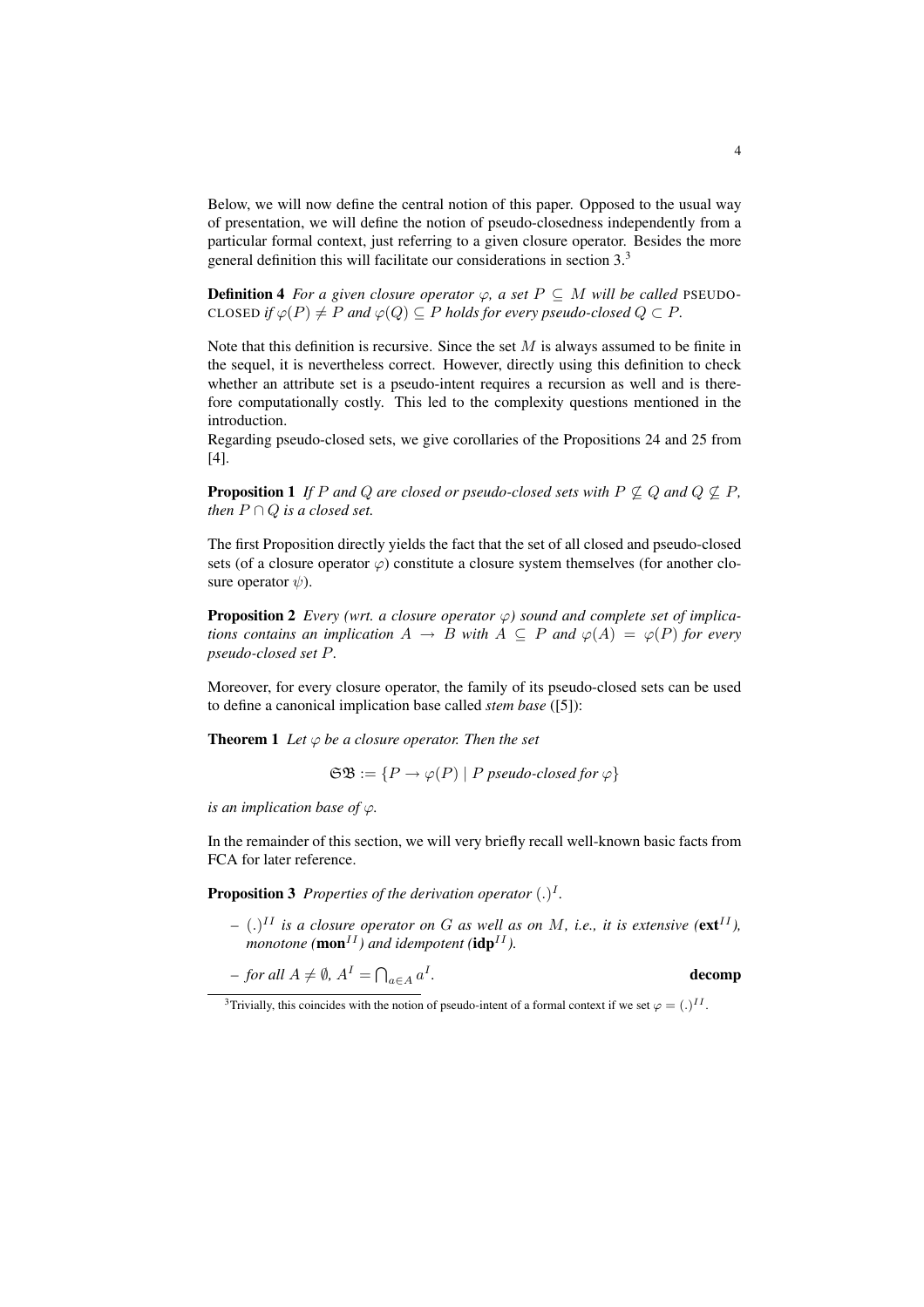Below, we will now define the central notion of this paper. Opposed to the usual way of presentation, we will define the notion of pseudo-closedness independently from a particular formal context, just referring to a given closure operator. Besides the more general definition this will facilitate our considerations in section 3.[3]

**Definition 4** *For a given closure operator $\varphi$, a set $P \subseteq M$ will be called* PSEUDO-CLOSED *if $\varphi(P) \neq P$ and $\varphi(Q) \subseteq P$ holds for every pseudo-closed $Q \subset P$.*

Note that this definition is recursive. Since the set $M$ is always assumed to be finite in the sequel, it is nevertheless correct. However, directly using this definition to check whether an attribute set is a pseudo-intent requires a recursion as well and is therefore computationally costly. This led to the complexity questions mentioned in the introduction.
Regarding pseudo-closed sets, we give corollaries of the Propositions 24 and 25 from [4].

**Proposition 1** *If $P$ and $Q$ are closed or pseudo-closed sets with $P \not\subseteq Q$ and $Q \not\subseteq P$, then $P \cap Q$ is a closed set.*

The first Proposition directly yields the fact that the set of all closed and pseudo-closed sets (of a closure operator $\varphi$) constitute a closure system themselves (for another closure operator $\psi$).

**Proposition 2** *Every (wrt. a closure operator $\varphi$) sound and complete set of implications contains an implication $A \to B$ with $A \subseteq P$ and $\varphi(A) = \varphi(P)$ for every pseudo-closed set $P$.*

Moreover, for every closure operator, the family of its pseudo-closed sets can be used to define a canonical implication base called *stem base* ([5]):

**Theorem 1** *Let $\varphi$ be a closure operator. Then the set*

$$\mathfrak{SB} := \{P \to \varphi(P) \mid P \text{ pseudo-closed for } \varphi\}$$

*is an implication base of $\varphi$.*

In the remainder of this section, we will very briefly recall well-known basic facts from FCA for later reference.

**Proposition 3** *Properties of the derivation operator $(.)^I$.*

- *$(.)^{II}$ is a closure operator on $G$ as well as on $M$, i.e., it is extensive (**ext**$^{II}$), monotone (**mon**$^{II}$) and idempotent (**idp**$^{II}$).*
- *for all $A \neq \emptyset$, $A^I = \bigcap_{a \in A} a^I$.* **decomp**

[3] Trivially, this coincides with the notion of pseudo-intent of a formal context if we set $\varphi = (.)^{II}$.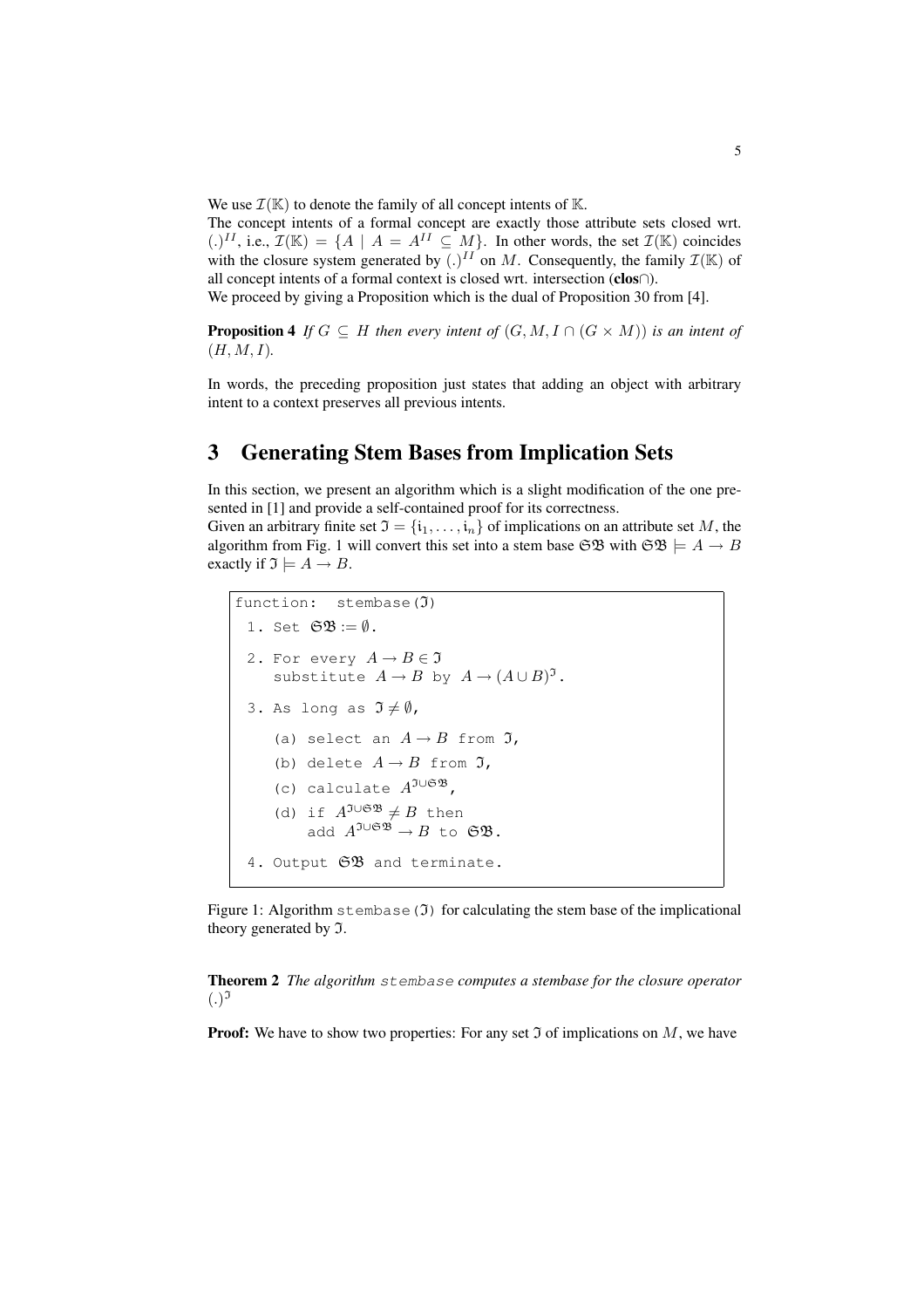We use $\mathcal{I}(\mathbb{K})$ to denote the family of all concept intents of $\mathbb{K}$.
The concept intents of a formal concept are exactly those attribute sets closed wrt. $(.)^{II}$, i.e., $\mathcal{I}(\mathbb{K}) = \{A \mid A = A^{II} \subseteq M\}$. In other words, the set $\mathcal{I}(\mathbb{K})$ coincides with the closure system generated by $(.)^{II}$ on $M$. Consequently, the family $\mathcal{I}(\mathbb{K})$ of all concept intents of a formal context is closed wrt. intersection (**clos**$\cap$).
We proceed by giving a Proposition which is the dual of Proposition 30 from [4].

**Proposition 4** *If $G \subseteq H$ then every intent of $(G, M, I \cap (G \times M))$ is an intent of $(H, M, I)$.*

In words, the preceding proposition just states that adding an object with arbitrary intent to a context preserves all previous intents.

# 3 Generating Stem Bases from Implication Sets

In this section, we present an algorithm which is a slight modification of the one presented in [1] and provide a self-contained proof for its correctness.
Given an arbitrary finite set $\mathfrak{I} = \{\mathfrak{i}_1, \ldots, \mathfrak{i}_n\}$ of implications on an attribute set $M$, the algorithm from Fig. 1 will convert this set into a stem base $\mathfrak{SB}$ with $\mathfrak{SB} \models A \to B$ exactly if $\mathfrak{I} \models A \to B$.

```
function:  stembase(ℑ)
 1. Set 𝔖𝔅 := ∅.
 2. For every A → B ∈ ℑ
    substitute A → B by A → (A ∪ B)^ℑ.
 3. As long as ℑ ≠ ∅,
    (a) select an A → B from ℑ,
    (b) delete A → B from ℑ,
    (c) calculate A^(ℑ∪𝔖𝔅),
    (d) if A^(ℑ∪𝔖𝔅) ≠ B then
        add A^(ℑ∪𝔖𝔅) → B to 𝔖𝔅.
 4. Output 𝔖𝔅 and terminate.
```

Figure 1: Algorithm stembase($\mathfrak{I}$) for calculating the stem base of the implicational theory generated by $\mathfrak{I}$.

**Theorem 2** *The algorithm* stembase *computes a stembase for the closure operator $(.)^{\mathfrak{I}}$*

**Proof:** We have to show two properties: For any set $\mathfrak{I}$ of implications on $M$, we have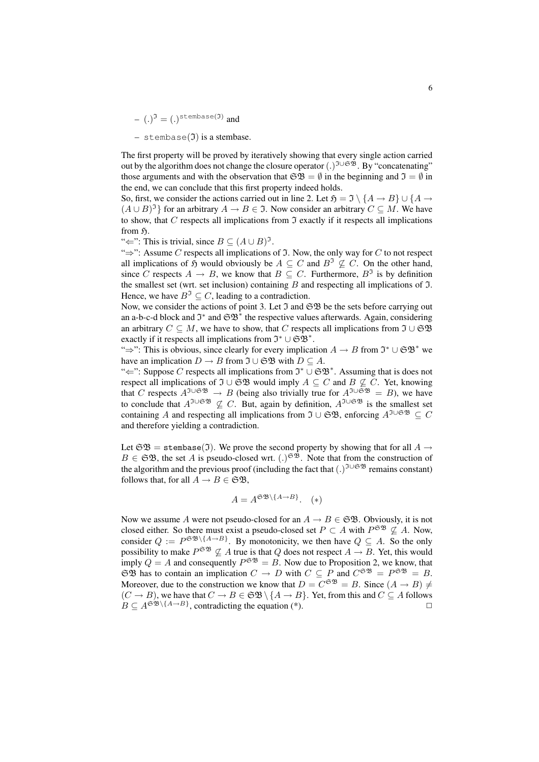– $(.)^{\mathfrak{I}} = (.)^{\texttt{stembase}(\mathfrak{I})}$ and

– $\texttt{stembase}(\mathfrak{I})$ is a stembase.

The first property will be proved by iteratively showing that every single action carried out by the algorithm does not change the closure operator $(.)^{\mathfrak{I}\cup\mathfrak{SB}}$. By "concatenating" those arguments and with the observation that $\mathfrak{SB} = \emptyset$ in the beginning and $\mathfrak{I} = \emptyset$ in the end, we can conclude that this first property indeed holds.
So, first, we consider the actions carried out in line 2. Let $\mathfrak{H} = \mathfrak{I} \setminus \{A \to B\} \cup \{A \to (A \cup B)^{\mathfrak{I}}\}$ for an arbitrary $A \to B \in \mathfrak{I}$. Now consider an arbitrary $C \subseteq M$. We have to show, that $C$ respects all implications from $\mathfrak{I}$ exactly if it respects all implications from $\mathfrak{H}$.
"$\Leftarrow$": This is trivial, since $B \subseteq (A \cup B)^{\mathfrak{I}}$.
"$\Rightarrow$": Assume $C$ respects all implications of $\mathfrak{I}$. Now, the only way for $C$ to not respect all implications of $\mathfrak{H}$ would obviously be $A \subseteq C$ and $B^{\mathfrak{I}} \not\subseteq C$. On the other hand, since $C$ respects $A \to B$, we know that $B \subseteq C$. Furthermore, $B^{\mathfrak{I}}$ is by definition the smallest set (wrt. set inclusion) containing $B$ and respecting all implications of $\mathfrak{I}$. Hence, we have $B^{\mathfrak{I}} \subseteq C$, leading to a contradiction.
Now, we consider the actions of point 3. Let $\mathfrak{I}$ and $\mathfrak{SB}$ be the sets before carrying out an a-b-c-d block and $\mathfrak{I}^*$ and $\mathfrak{SB}^*$ the respective values afterwards. Again, considering an arbitrary $C \subseteq M$, we have to show, that $C$ respects all implications from $\mathfrak{I} \cup \mathfrak{SB}$ exactly if it respects all implications from $\mathfrak{I}^* \cup \mathfrak{SB}^*$.
"$\Rightarrow$": This is obvious, since clearly for every implication $A \to B$ from $\mathfrak{I}^* \cup \mathfrak{SB}^*$ we have an implication $D \to B$ from $\mathfrak{I} \cup \mathfrak{SB}$ with $D \subseteq A$.
"$\Leftarrow$": Suppose $C$ respects all implications from $\mathfrak{I}^* \cup \mathfrak{SB}^*$. Assuming that is does not respect all implications of $\mathfrak{I} \cup \mathfrak{SB}$ would imply $A \subseteq C$ and $B \not\subseteq C$. Yet, knowing that $C$ respects $A^{\mathfrak{I}\cup\mathfrak{SB}} \to B$ (being also trivially true for $A^{\mathfrak{I}\cup\mathfrak{SB}} = B$), we have to conclude that $A^{\mathfrak{I}\cup\mathfrak{SB}} \not\subseteq C$. But, again by definition, $A^{\mathfrak{I}\cup\mathfrak{SB}}$ is the smallest set containing $A$ and respecting all implications from $\mathfrak{I} \cup \mathfrak{SB}$, enforcing $A^{\mathfrak{I}\cup\mathfrak{SB}} \subseteq C$ and therefore yielding a contradiction.

Let $\mathfrak{SB} = \texttt{stembase}(\mathfrak{I})$. We prove the second property by showing that for all $A \to B \in \mathfrak{SB}$, the set $A$ is pseudo-closed wrt. $(.)^{\mathfrak{SB}}$. Note that from the construction of the algorithm and the previous proof (including the fact that $(.)^{\mathfrak{I}\cup\mathfrak{SB}}$ remains constant) follows that, for all $A \to B \in \mathfrak{SB}$,

$$A = A^{\mathfrak{SB}\setminus\{A\to B\}}. \quad (*)$$

Now we assume $A$ were not pseudo-closed for an $A \to B \in \mathfrak{SB}$. Obviously, it is not closed either. So there must exist a pseudo-closed set $P \subset A$ with $P^{\mathfrak{SB}} \not\subseteq A$. Now, consider $Q := P^{\mathfrak{SB}\setminus\{A\to B\}}$. By monotonicity, we then have $Q \subseteq A$. So the only possibility to make $P^{\mathfrak{SB}} \not\subseteq A$ true is that $Q$ does not respect $A \to B$. Yet, this would imply $Q = A$ and consequently $P^{\mathfrak{SB}} = B$. Now due to Proposition 2, we know, that $\mathfrak{SB}$ has to contain an implication $C \to D$ with $C \subseteq P$ and $C^{\mathfrak{SB}} = P^{\mathfrak{SB}} = B$. Moreover, due to the construction we know that $D = C^{\mathfrak{SB}} = B$. Since $(A \to B) \neq (C \to B)$, we have that $C \to B \in \mathfrak{SB} \setminus \{A \to B\}$. Yet, from this and $C \subseteq A$ follows $B \subseteq A^{\mathfrak{SB}\setminus\{A\to B\}}$, contradicting the equation (*). □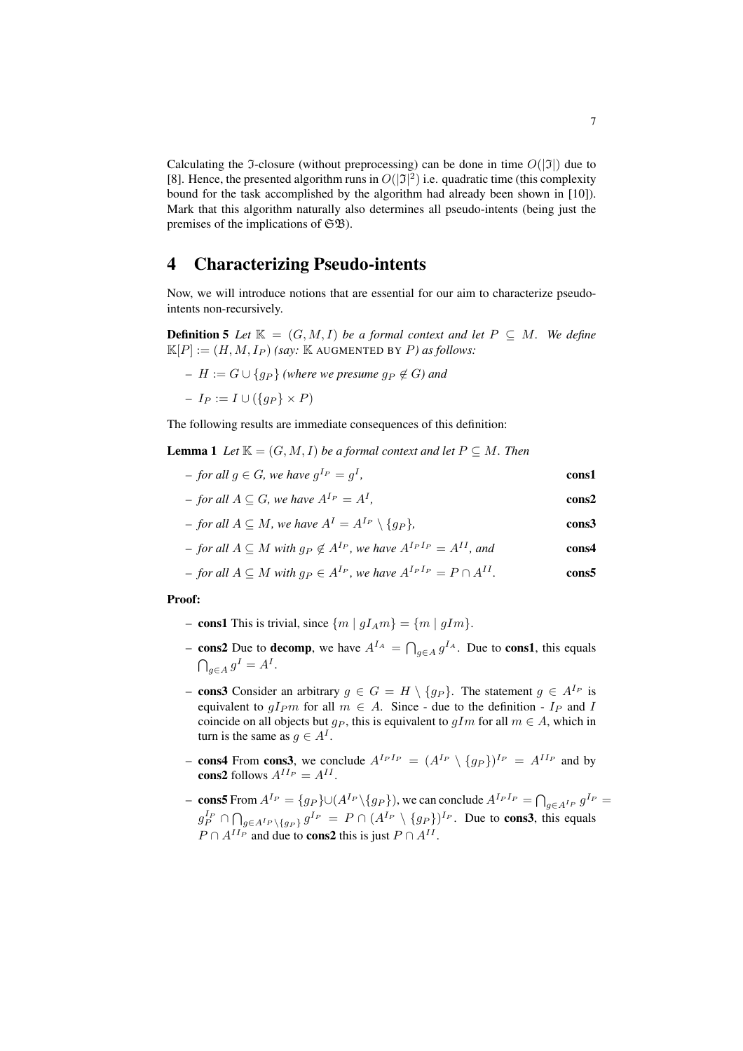Calculating the $\mathfrak{I}$-closure (without preprocessing) can be done in time $O(|\mathfrak{I}|)$ due to [8]. Hence, the presented algorithm runs in $O(|\mathfrak{I}|^2)$ i.e. quadratic time (this complexity bound for the task accomplished by the algorithm had already been shown in [10]). Mark that this algorithm naturally also determines all pseudo-intents (being just the premises of the implications of $\mathfrak{SB}$).

# 4 Characterizing Pseudo-intents

Now, we will introduce notions that are essential for our aim to characterize pseudo-intents non-recursively.

**Definition 5** *Let $\mathbb{K} = (G, M, I)$ be a formal context and let $P \subseteq M$. We define $\mathbb{K}[P] := (H, M, I_P)$ (say: $\mathbb{K}$ AUGMENTED BY $P$) as follows:*

- *$H := G \cup \{g_P\}$ (where we presume $g_P \notin G$) and*
- *$I_P := I \cup (\{g_P\} \times P)$*

The following results are immediate consequences of this definition:

**Lemma 1** *Let $\mathbb{K} = (G, M, I)$ be a formal context and let $P \subseteq M$. Then*

- *for all $g \in G$, we have $g^{I_P} = g^I$,* **cons1**
- *for all $A \subseteq G$, we have $A^{I_P} = A^I$,* **cons2**
- *for all $A \subseteq M$, we have $A^I = A^{I_P} \setminus \{g_P\}$,* **cons3**
- *for all $A \subseteq M$ with $g_P \notin A^{I_P}$, we have $A^{I_P I_P} = A^{II}$, and* **cons4**
- *for all $A \subseteq M$ with $g_P \in A^{I_P}$, we have $A^{I_P I_P} = P \cap A^{II}$.* **cons5**

**Proof:**

- **cons1** This is trivial, since $\{m \mid gI_A m\} = \{m \mid gIm\}$.
- **cons2** Due to **decomp**, we have $A^{I_A} = \bigcap_{g \in A} g^{I_A}$. Due to **cons1**, this equals $\bigcap_{g \in A} g^I = A^I$.
- **cons3** Consider an arbitrary $g \in G = H \setminus \{g_P\}$. The statement $g \in A^{I_P}$ is equivalent to $gI_P m$ for all $m \in A$. Since - due to the definition - $I_P$ and $I$ coincide on all objects but $g_P$, this is equivalent to $gIm$ for all $m \in A$, which in turn is the same as $g \in A^I$.
- **cons4** From **cons3**, we conclude $A^{I_P I_P} = (A^{I_P} \setminus \{g_P\})^{I_P} = A^{II_P}$ and by **cons2** follows $A^{II_P} = A^{II}$.
- **cons5** From $A^{I_P} = \{g_P\} \cup (A^{I_P} \setminus \{g_P\})$, we can conclude $A^{I_P I_P} = \bigcap_{g \in A^{I_P}} g^{I_P} = g_P^{I_P} \cap \bigcap_{g \in A^{I_P} \setminus \{g_P\}} g^{I_P} = P \cap (A^{I_P} \setminus \{g_P\})^{I_P}$. Due to **cons3**, this equals $P \cap A^{II_P}$ and due to **cons2** this is just $P \cap A^{II}$.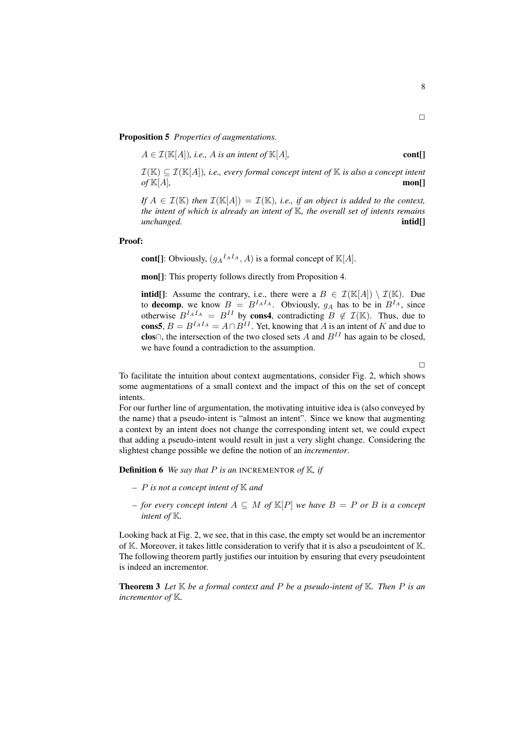□

**Proposition 5** *Properties of augmentations.*

$A \in \mathcal{I}(\mathbb{K}[A])$*, i.e., $A$ is an intent of* $\mathbb{K}[A]$*,* **cont[]**

$\mathcal{I}(\mathbb{K}) \subseteq \mathcal{I}(\mathbb{K}[A])$*, i.e., every formal concept intent of* $\mathbb{K}$ *is also a concept intent of* $\mathbb{K}[A]$*,* **mon[]**

*If* $A \in \mathcal{I}(\mathbb{K})$ *then* $\mathcal{I}(\mathbb{K}[A]) = \mathcal{I}(\mathbb{K})$*, i.e., if an object is added to the context, the intent of which is already an intent of* $\mathbb{K}$*, the overall set of intents remains unchanged.* **intid[]**

**Proof:**

**cont[]**: Obviously, $({g_A}^{I_A I_A}, A)$ is a formal concept of $\mathbb{K}[A]$.

**mon[]**: This property follows directly from Proposition 4.

**intid[]**: Assume the contrary, i.e., there were a $B \in \mathcal{I}(\mathbb{K}[A]) \setminus \mathcal{I}(\mathbb{K})$. Due to **decomp**, we know $B = B^{I_A I_A}$. Obviously, $g_A$ has to be in $B^{I_A}$, since otherwise $B^{I_A I_A} = B^{II}$ by **cons4**, contradicting $B \notin \mathcal{I}(\mathbb{K})$. Thus, due to **cons5**, $B = B^{I_A I_A} = A \cap B^{II}$. Yet, knowing that $A$ is an intent of $K$ and due to **clos**$\cap$, the intersection of the two closed sets $A$ and $B^{II}$ has again to be closed, we have found a contradiction to the assumption.

□

To facilitate the intuition about context augmentations, consider Fig. 2, which shows some augmentations of a small context and the impact of this on the set of concept intents.
For our further line of argumentation, the motivating intuitive idea is (also conveyed by the name) that a pseudo-intent is "almost an intent". Since we know that augmenting a context by an intent does not change the corresponding intent set, we could expect that adding a pseudo-intent would result in just a very slight change. Considering the slightest change possible we define the notion of an *incrementor*.

**Definition 6** *We say that $P$ is an* INCREMENTOR *of* $\mathbb{K}$*, if*

- *$P$ is not a concept intent of* $\mathbb{K}$ *and*
- *for every concept intent $A \subseteq M$ of* $\mathbb{K}[P]$ *we have $B = P$ or $B$ is a concept intent of* $\mathbb{K}$*.*

Looking back at Fig. 2, we see, that in this case, the empty set would be an incrementor of $\mathbb{K}$. Moreover, it takes little consideration to verify that it is also a pseudointent of $\mathbb{K}$. The following theorem partly justifies our intuition by ensuring that every pseudointent is indeed an incrementor.

**Theorem 3** *Let* $\mathbb{K}$ *be a formal context and $P$ be a pseudo-intent of* $\mathbb{K}$*. Then $P$ is an incrementor of* $\mathbb{K}$*.*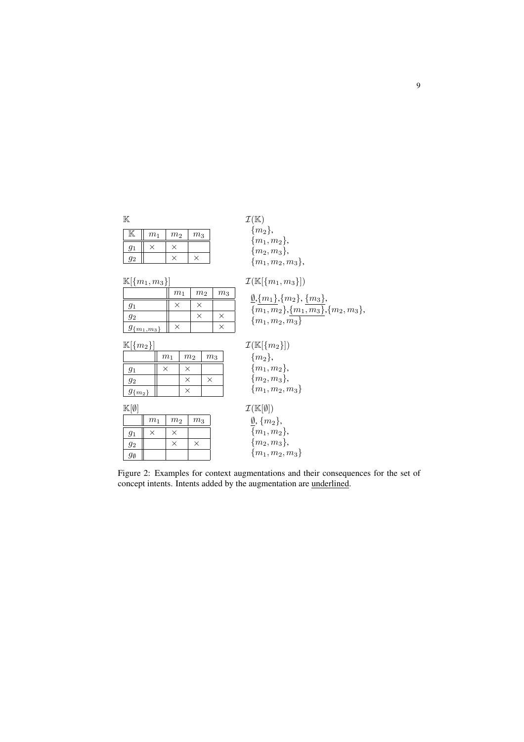$\mathbb{K}$

| $\mathbb{K}$ | $m_1$ | $m_2$ | $m_3$ |
|---|---|---|---|
| $g_1$ | × | × | |
| $g_2$ | | × | × |

$\mathcal{I}(\mathbb{K})$

$\{m_2\}$,
$\{m_1, m_2\}$,
$\{m_2, m_3\}$,
$\{m_1, m_2, m_3\}$,

$\mathbb{K}[\{m_1, m_3\}]$

| | $m_1$ | $m_2$ | $m_3$ |
|---|---|---|---|
| $g_1$ | × | × | |
| $g_2$ | | × | × |
| $g_{\{m_1,m_3\}}$ | × | | × |

$\mathcal{I}(\mathbb{K}[\{m_1, m_3\}])$

$\underline{\emptyset}$,$\underline{\{m_1\}}$,$\{m_2\}$, $\underline{\{m_3\}}$,
$\{m_1, m_2\}$,$\underline{\{m_1, m_3\}}$,$\{m_2, m_3\}$,
$\{m_1, m_2, m_3\}$

$\mathbb{K}[\{m_2\}]$

| | $m_1$ | $m_2$ | $m_3$ |
|---|---|---|---|
| $g_1$ | × | × | |
| $g_2$ | | × | × |
| $g_{\{m_2\}}$ | | × | |

$\mathcal{I}(\mathbb{K}[\{m_2\}])$

$\{m_2\}$,
$\{m_1, m_2\}$,
$\{m_2, m_3\}$,
$\{m_1, m_2, m_3\}$

$\mathbb{K}[\emptyset]$

| | $m_1$ | $m_2$ | $m_3$ |
|---|---|---|---|
| $g_1$ | × | × | |
| $g_2$ | | × | × |
| $g_\emptyset$ | | | |

$\mathcal{I}(\mathbb{K}[\emptyset])$

$\underline{\emptyset}$, $\{m_2\}$,
$\{m_1, m_2\}$,
$\{m_2, m_3\}$,
$\{m_1, m_2, m_3\}$

Figure 2: Examples for context augmentations and their consequences for the set of concept intents. Intents added by the augmentation are underlined.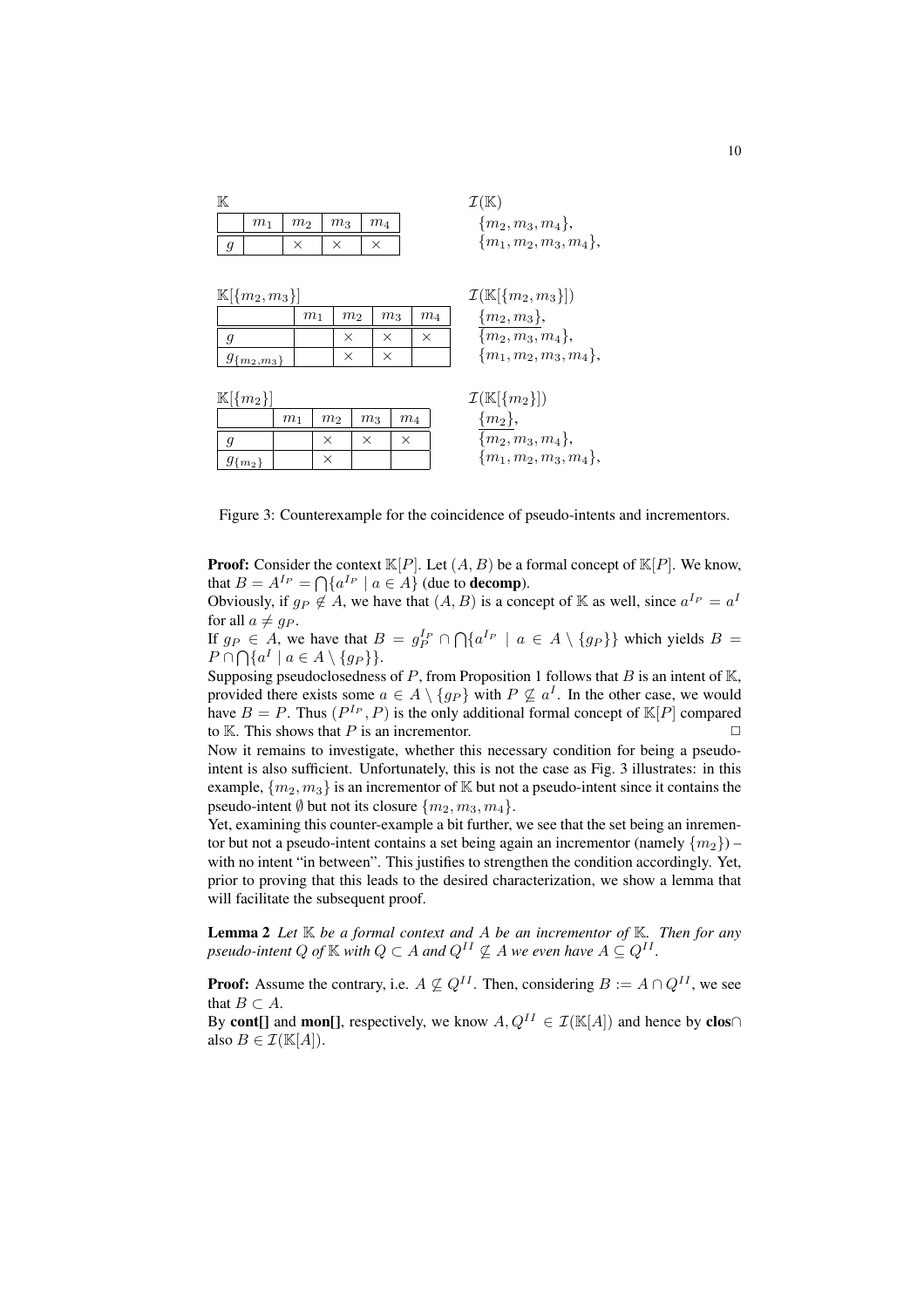$\mathbb{K}$

|  | $m_1$ | $m_2$ | $m_3$ | $m_4$ |
|---|---|---|---|---|
| $g$ |  | × | × | × |

$\mathcal{I}(\mathbb{K})$
$\{m_2, m_3, m_4\}$,
$\{m_1, m_2, m_3, m_4\}$,

$\mathbb{K}[\{m_2, m_3\}]$

|  | $m_1$ | $m_2$ | $m_3$ | $m_4$ |
|---|---|---|---|---|
| $g$ |  | × | × | × |
| $g_{\{m_2,m_3\}}$ |  | × | × |  |

$\mathcal{I}(\mathbb{K}[\{m_2, m_3\}])$
$\underline{\{m_2, m_3\}}$,
$\{m_2, m_3, m_4\}$,
$\{m_1, m_2, m_3, m_4\}$,

$\mathbb{K}[\{m_2\}]$

|  | $m_1$ | $m_2$ | $m_3$ | $m_4$ |
|---|---|---|---|---|
| $g$ |  | × | × | × |
| $g_{\{m_2\}}$ |  | × |  |  |

$\mathcal{I}(\mathbb{K}[\{m_2\}])$
$\underline{\{m_2\}}$,
$\{m_2, m_3, m_4\}$,
$\{m_1, m_2, m_3, m_4\}$,

Figure 3: Counterexample for the coincidence of pseudo-intents and incrementors.

**Proof:** Consider the context $\mathbb{K}[P]$. Let $(A, B)$ be a formal concept of $\mathbb{K}[P]$. We know, that $B = A^{I_P} = \bigcap\{a^{I_P} \mid a \in A\}$ (due to **decomp**).
Obviously, if $g_P \notin A$, we have that $(A, B)$ is a concept of $\mathbb{K}$ as well, since $a^{I_P} = a^I$ for all $a \neq g_P$.
If $g_P \in A$, we have that $B = g_P^{I_P} \cap \bigcap\{a^{I_P} \mid a \in A \setminus \{g_P\}\}$ which yields $B = P \cap \bigcap\{a^I \mid a \in A \setminus \{g_P\}\}$.
Supposing pseudoclosedness of $P$, from Proposition 1 follows that $B$ is an intent of $\mathbb{K}$, provided there exists some $a \in A \setminus \{g_P\}$ with $P \not\subseteq a^I$. In the other case, we would have $B = P$. Thus $(P^{I_P}, P)$ is the only additional formal concept of $\mathbb{K}[P]$ compared to $\mathbb{K}$. This shows that $P$ is an incrementor. $\square$

Now it remains to investigate, whether this necessary condition for being a pseudo-intent is also sufficient. Unfortunately, this is not the case as Fig. 3 illustrates: in this example, $\{m_2, m_3\}$ is an incrementor of $\mathbb{K}$ but not a pseudo-intent since it contains the pseudo-intent $\emptyset$ but not its closure $\{m_2, m_3, m_4\}$.
Yet, examining this counter-example a bit further, we see that the set being an inrementor but not a pseudo-intent contains a set being again an incrementor (namely $\{m_2\}$) – with no intent "in between". This justifies to strengthen the condition accordingly. Yet, prior to proving that this leads to the desired characterization, we show a lemma that will facilitate the subsequent proof.

**Lemma 2** *Let $\mathbb{K}$ be a formal context and $A$ be an incrementor of $\mathbb{K}$. Then for any pseudo-intent $Q$ of $\mathbb{K}$ with $Q \subset A$ and $Q^{II} \not\subseteq A$ we even have $A \subseteq Q^{II}$.*

**Proof:** Assume the contrary, i.e. $A \not\subseteq Q^{II}$. Then, considering $B := A \cap Q^{II}$, we see that $B \subset A$.
By **cont[]** and **mon[]**, respectively, we know $A, Q^{II} \in \mathcal{I}(\mathbb{K}[A])$ and hence by **clos**$\cap$ also $B \in \mathcal{I}(\mathbb{K}[A])$.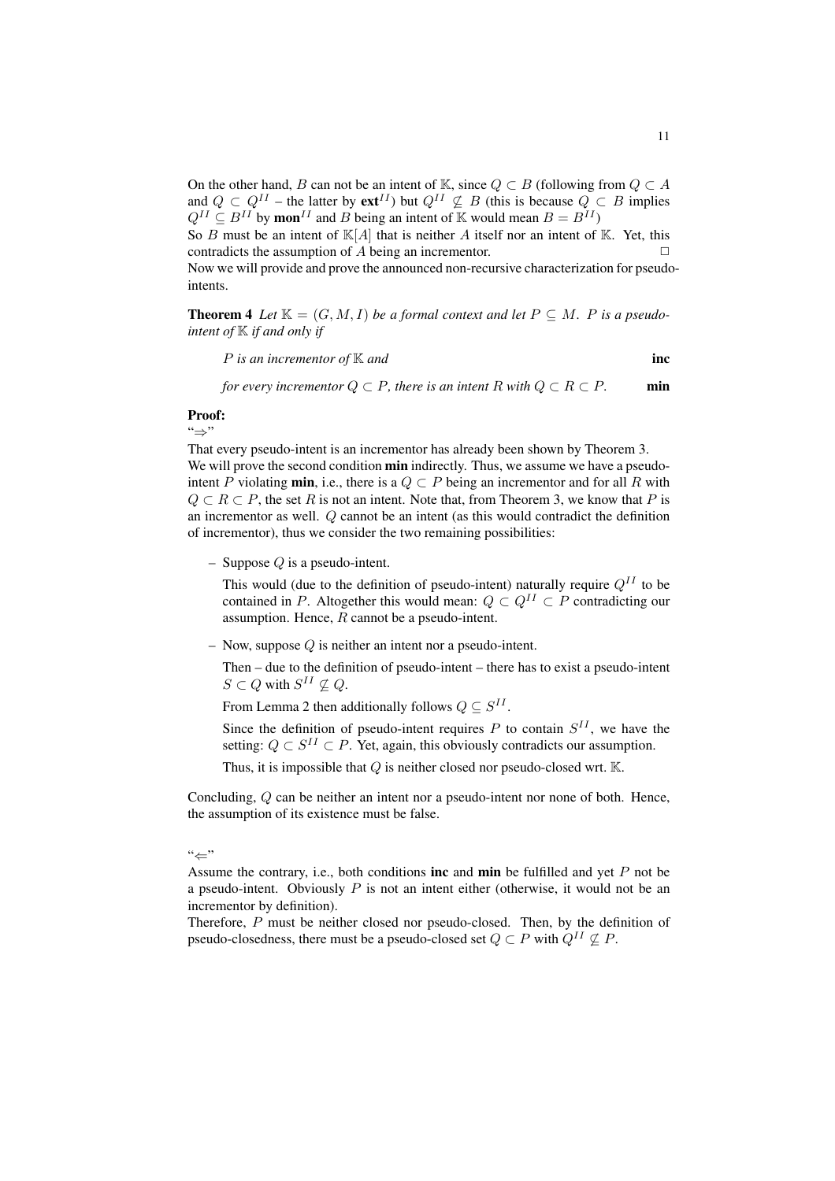On the other hand, $B$ can not be an intent of $\mathbb{K}$, since $Q \subset B$ (following from $Q \subset A$ and $Q \subset Q^{II}$ – the latter by $\mathbf{ext}^{II}$) but $Q^{II} \not\subseteq B$ (this is because $Q \subset B$ implies $Q^{II} \subseteq B^{II}$ by $\mathbf{mon}^{II}$ and $B$ being an intent of $\mathbb{K}$ would mean $B = B^{II}$)

So $B$ must be an intent of $\mathbb{K}[A]$ that is neither $A$ itself nor an intent of $\mathbb{K}$. Yet, this contradicts the assumption of $A$ being an incrementor. $\square$

Now we will provide and prove the announced non-recursive characterization for pseudo-intents.

**Theorem 4** *Let $\mathbb{K} = (G, M, I)$ be a formal context and let $P \subseteq M$. $P$ is a pseudo-intent of $\mathbb{K}$ if and only if*

*$P$ is an incrementor of $\mathbb{K}$ and* **inc**

*for every incrementor $Q \subset P$, there is an intent $R$ with $Q \subset R \subset P$.* **min**

**Proof:**

"$\Rightarrow$"

That every pseudo-intent is an incrementor has already been shown by Theorem 3.
We will prove the second condition **min** indirectly. Thus, we assume we have a pseudo-intent $P$ violating **min**, i.e., there is a $Q \subset P$ being an incrementor and for all $R$ with $Q \subset R \subset P$, the set $R$ is not an intent. Note that, from Theorem 3, we know that $P$ is an incrementor as well. $Q$ cannot be an intent (as this would contradict the definition of incrementor), thus we consider the two remaining possibilities:

– Suppose $Q$ is a pseudo-intent.

  This would (due to the definition of pseudo-intent) naturally require $Q^{II}$ to be contained in $P$. Altogether this would mean: $Q \subset Q^{II} \subset P$ contradicting our assumption. Hence, $R$ cannot be a pseudo-intent.

– Now, suppose $Q$ is neither an intent nor a pseudo-intent.

  Then – due to the definition of pseudo-intent – there has to exist a pseudo-intent $S \subset Q$ with $S^{II} \not\subseteq Q$.

  From Lemma 2 then additionally follows $Q \subseteq S^{II}$.

  Since the definition of pseudo-intent requires $P$ to contain $S^{II}$, we have the setting: $Q \subset S^{II} \subset P$. Yet, again, this obviously contradicts our assumption.

  Thus, it is impossible that $Q$ is neither closed nor pseudo-closed wrt. $\mathbb{K}$.

Concluding, $Q$ can be neither an intent nor a pseudo-intent nor none of both. Hence, the assumption of its existence must be false.

"$\Leftarrow$"

Assume the contrary, i.e., both conditions **inc** and **min** be fulfilled and yet $P$ not be a pseudo-intent. Obviously $P$ is not an intent either (otherwise, it would not be an incrementor by definition).

Therefore, $P$ must be neither closed nor pseudo-closed. Then, by the definition of pseudo-closedness, there must be a pseudo-closed set $Q \subset P$ with $Q^{II} \not\subseteq P$.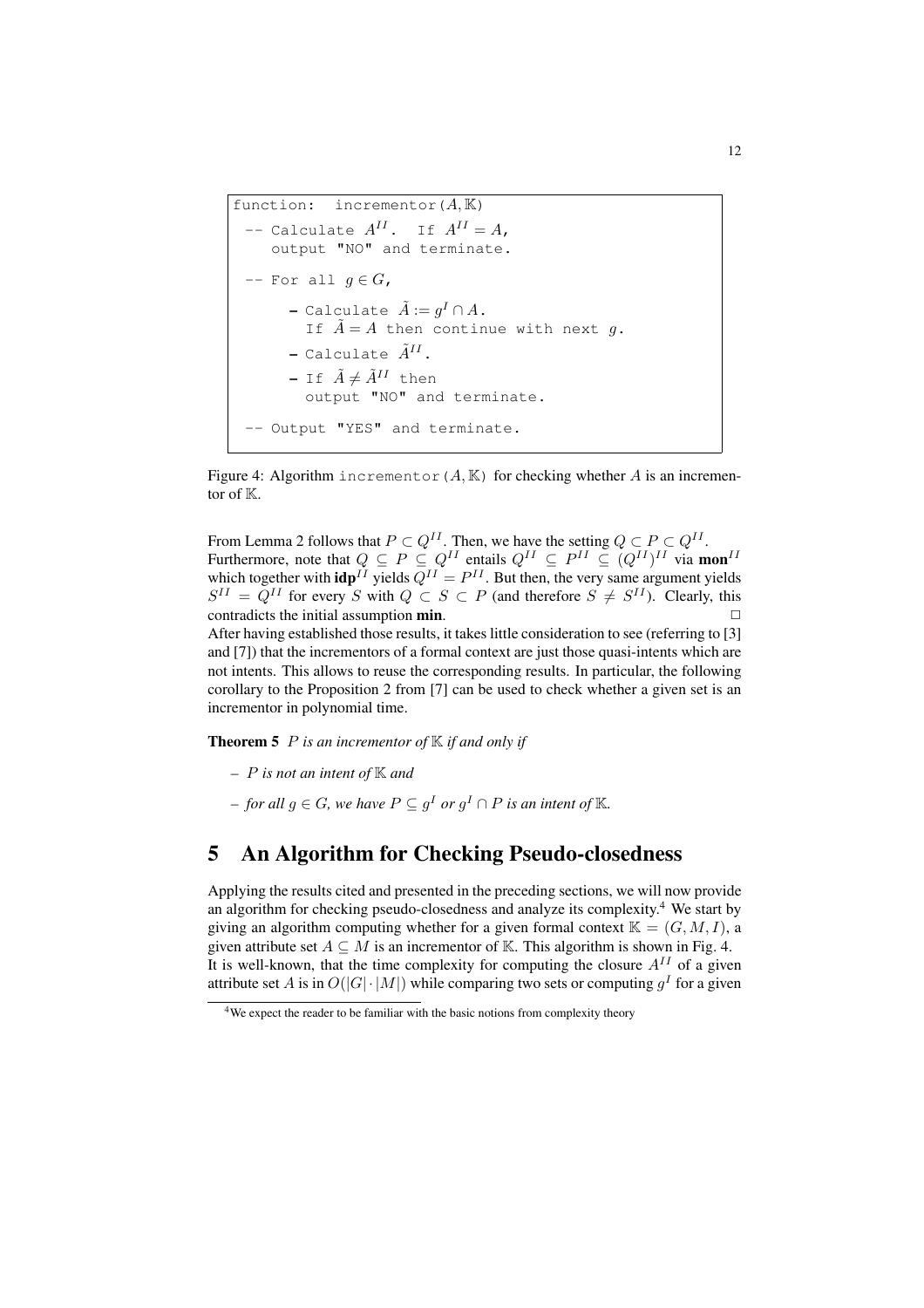```
function:  incrementor(A, 𝕂)
 -- Calculate A^{II}.  If A^{II} = A,
    output "NO" and terminate.

 -- For all g ∈ G,

      - Calculate Ã := g^I ∩ A.
        If Ã = A then continue with next g.
      - Calculate Ã^{II}.
      - If Ã ≠ Ã^{II} then
        output "NO" and terminate.

 -- Output "YES" and terminate.
```

Figure 4: Algorithm incrementor$(A, \mathbb{K})$ for checking whether $A$ is an incrementor of $\mathbb{K}$.

From Lemma 2 follows that $P \subset Q^{II}$. Then, we have the setting $Q \subset P \subset Q^{II}$. Furthermore, note that $Q \subseteq P \subseteq Q^{II}$ entails $Q^{II} \subseteq P^{II} \subseteq (Q^{II})^{II}$ via $\mathbf{mon}^{II}$ which together with $\mathbf{idp}^{II}$ yields $Q^{II} = P^{II}$. But then, the very same argument yields $S^{II} = Q^{II}$ for every $S$ with $Q \subset S \subset P$ (and therefore $S \neq S^{II}$). Clearly, this contradicts the initial assumption **min**. □

After having established those results, it takes little consideration to see (referring to [3] and [7]) that the incrementors of a formal context are just those quasi-intents which are not intents. This allows to reuse the corresponding results. In particular, the following corollary to the Proposition 2 from [7] can be used to check whether a given set is an incrementor in polynomial time.

**Theorem 5** *$P$ is an incrementor of $\mathbb{K}$ if and only if*

- *$P$ is not an intent of $\mathbb{K}$ and*
- *for all $g \in G$, we have $P \subseteq g^I$ or $g^I \cap P$ is an intent of $\mathbb{K}$.*

## 5 An Algorithm for Checking Pseudo-closedness

Applying the results cited and presented in the preceding sections, we will now provide an algorithm for checking pseudo-closedness and analyze its complexity.[4] We start by giving an algorithm computing whether for a given formal context $\mathbb{K} = (G, M, I)$, a given attribute set $A \subseteq M$ is an incrementor of $\mathbb{K}$. This algorithm is shown in Fig. 4.

It is well-known, that the time complexity for computing the closure $A^{II}$ of a given attribute set $A$ is in $O(|G| \cdot |M|)$ while comparing two sets or computing $g^I$ for a given

[4] We expect the reader to be familiar with the basic notions from complexity theory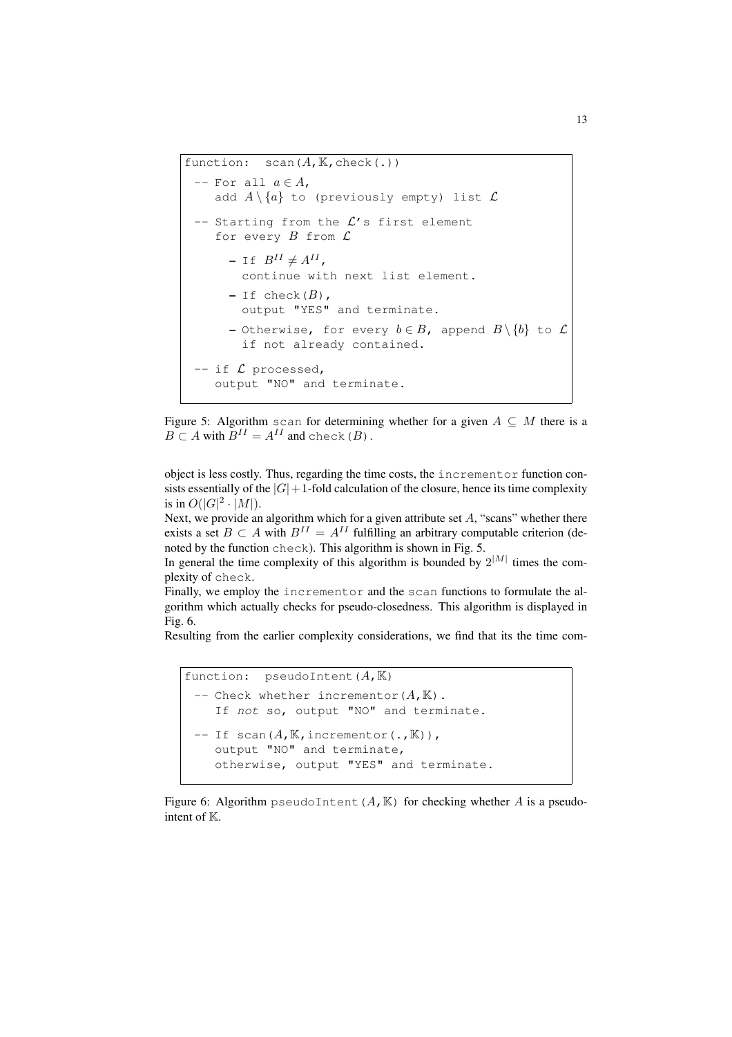```
function:  scan(A,𝕂,check(.))
 -- For all a∈A,
    add A\{a} to (previously empty) list ℒ
 -- Starting from the ℒ's first element
    for every B from ℒ
      - If B^II ≠ A^II,
        continue with next list element.
      - If check(B),
        output "YES" and terminate.
      - Otherwise, for every b∈B, append B\{b} to ℒ
        if not already contained.
 -- if ℒ processed,
    output "NO" and terminate.
```

Figure 5: Algorithm scan for determining whether for a given $A \subseteq M$ there is a $B \subset A$ with $B^{II} = A^{II}$ and check(B).

object is less costly. Thus, regarding the time costs, the incrementor function consists essentially of the $|G|+1$-fold calculation of the closure, hence its time complexity is in $O(|G|^2 \cdot |M|)$.

Next, we provide an algorithm which for a given attribute set $A$, "scans" whether there exists a set $B \subset A$ with $B^{II} = A^{II}$ fulfilling an arbitrary computable criterion (denoted by the function check). This algorithm is shown in Fig. 5.

In general the time complexity of this algorithm is bounded by $2^{|M|}$ times the complexity of check.

Finally, we employ the incrementor and the scan functions to formulate the algorithm which actually checks for pseudo-closedness. This algorithm is displayed in Fig. 6.

Resulting from the earlier complexity considerations, we find that its the time com-

```
function:  pseudoIntent(A,𝕂)
 -- Check whether incrementor(A,𝕂).
    If not so, output "NO" and terminate.
 -- If scan(A,𝕂,incrementor(.,𝕂)),
    output "NO" and terminate,
    otherwise, output "YES" and terminate.
```

Figure 6: Algorithm pseudoIntent(A,𝕂) for checking whether $A$ is a pseudo-intent of $\mathbb{K}$.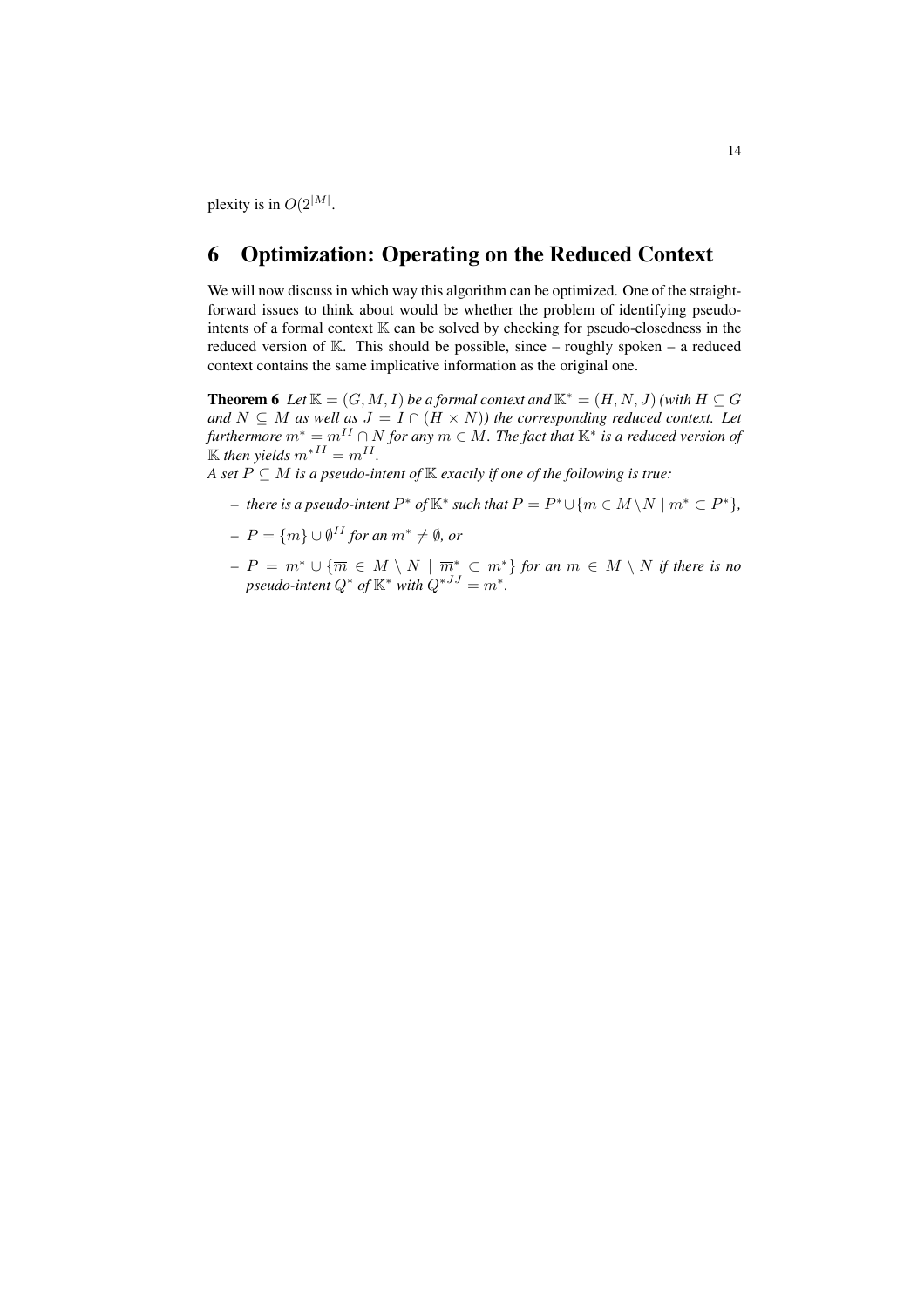plexity is in $O(2^{|M|}$.

## 6 Optimization: Operating on the Reduced Context

We will now discuss in which way this algorithm can be optimized. One of the straightforward issues to think about would be whether the problem of identifying pseudo-intents of a formal context $\mathbb{K}$ can be solved by checking for pseudo-closedness in the reduced version of $\mathbb{K}$. This should be possible, since – roughly spoken – a reduced context contains the same implicative information as the original one.

**Theorem 6** *Let $\mathbb{K} = (G, M, I)$ be a formal context and $\mathbb{K}^* = (H, N, J)$ (with $H \subseteq G$ and $N \subseteq M$ as well as $J = I \cap (H \times N)$) the corresponding reduced context. Let furthermore $m^* = m^{II} \cap N$ for any $m \in M$. The fact that $\mathbb{K}^*$ is a reduced version of $\mathbb{K}$ then yields ${m^*}^{II} = m^{II}$.*
*A set $P \subseteq M$ is a pseudo-intent of $\mathbb{K}$ exactly if one of the following is true:*

- *there is a pseudo-intent $P^*$ of $\mathbb{K}^*$ such that $P = P^* \cup \{m \in M \setminus N \mid m^* \subset P^*\}$,*
- *$P = \{m\} \cup \emptyset^{II}$ for an $m^* \neq \emptyset$, or*
- *$P = m^* \cup \{\overline{m} \in M \setminus N \mid \overline{m}^* \subset m^*\}$ for an $m \in M \setminus N$ if there is no pseudo-intent $Q^*$ of $\mathbb{K}^*$ with ${Q^*}^{JJ} = m^*$.*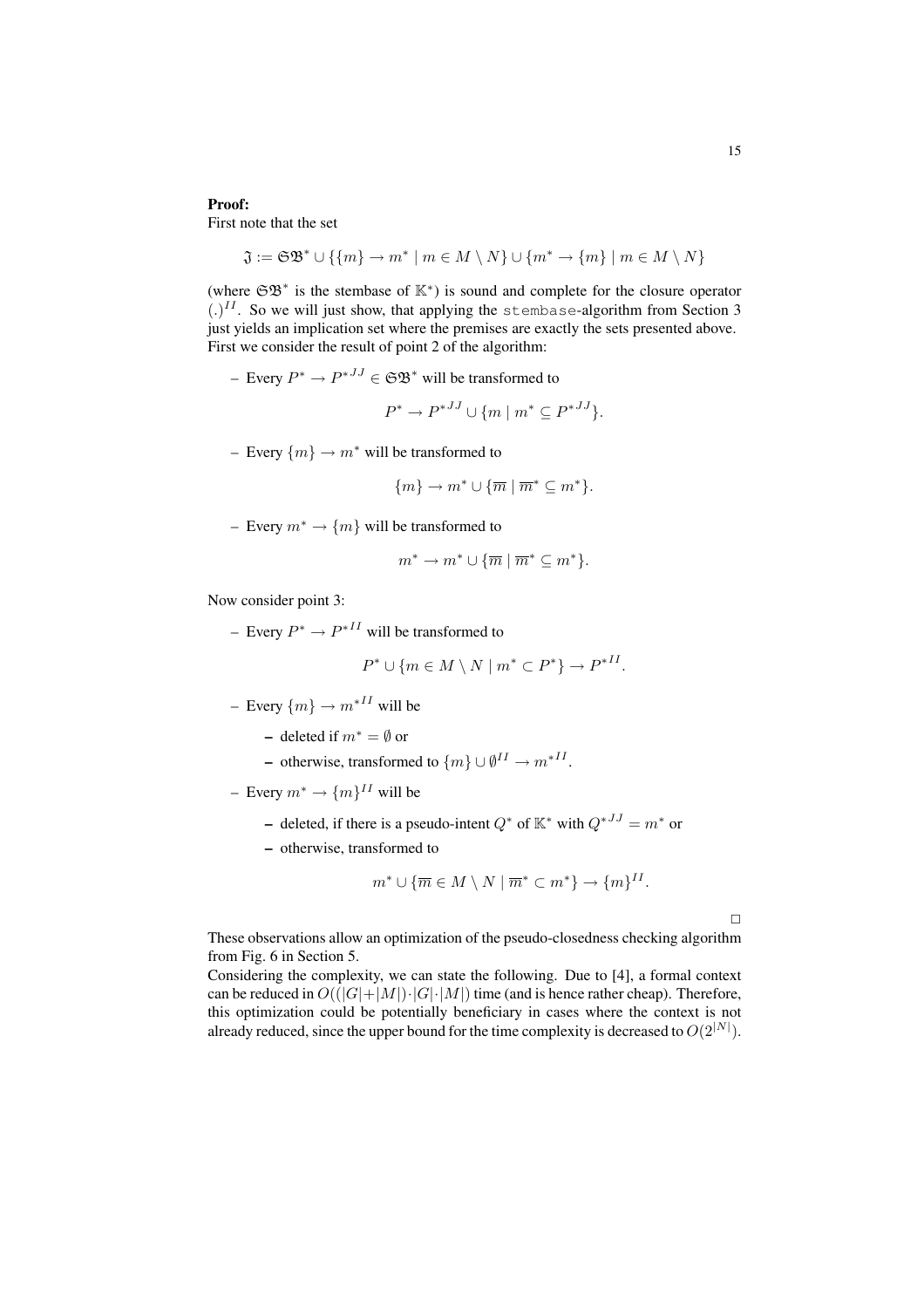**Proof:**
First note that the set

$$\mathfrak{I} := \mathfrak{SB}^* \cup \{\{m\} \to m^* \mid m \in M \setminus N\} \cup \{m^* \to \{m\} \mid m \in M \setminus N\}$$

(where $\mathfrak{SB}^*$ is the stembase of $\mathbb{K}^*$) is sound and complete for the closure operator $(.)^{II}$. So we will just show, that applying the `stembase`-algorithm from Section 3 just yields an implication set where the premises are exactly the sets presented above. First we consider the result of point 2 of the algorithm:

- Every $P^* \to P^{*JJ} \in \mathfrak{SB}^*$ will be transformed to

$$P^* \to P^{*JJ} \cup \{m \mid m^* \subseteq P^{*JJ}\}.$$

- Every $\{m\} \to m^*$ will be transformed to

$$\{m\} \to m^* \cup \{\overline{m} \mid \overline{m}^* \subseteq m^*\}.$$

- Every $m^* \to \{m\}$ will be transformed to

$$m^* \to m^* \cup \{\overline{m} \mid \overline{m}^* \subseteq m^*\}.$$

Now consider point 3:

- Every $P^* \to P^{*II}$ will be transformed to

$$P^* \cup \{m \in M \setminus N \mid m^* \subset P^*\} \to P^{*II}.$$

- Every $\{m\} \to m^{*II}$ will be
  - deleted if $m^* = \emptyset$ or
  - otherwise, transformed to $\{m\} \cup \emptyset^{II} \to m^{*II}$.
- Every $m^* \to \{m\}^{II}$ will be
  - deleted, if there is a pseudo-intent $Q^*$ of $\mathbb{K}^*$ with $Q^{*JJ} = m^*$ or
  - otherwise, transformed to

$$m^* \cup \{\overline{m} \in M \setminus N \mid \overline{m}^* \subset m^*\} \to \{m\}^{II}.$$

□

These observations allow an optimization of the pseudo-closedness checking algorithm from Fig. 6 in Section 5.
Considering the complexity, we can state the following. Due to [4], a formal context can be reduced in $O((|G|+|M|)\cdot|G|\cdot|M|)$ time (and is hence rather cheap). Therefore, this optimization could be potentially beneficiary in cases where the context is not already reduced, since the upper bound for the time complexity is decreased to $O(2^{|N|})$.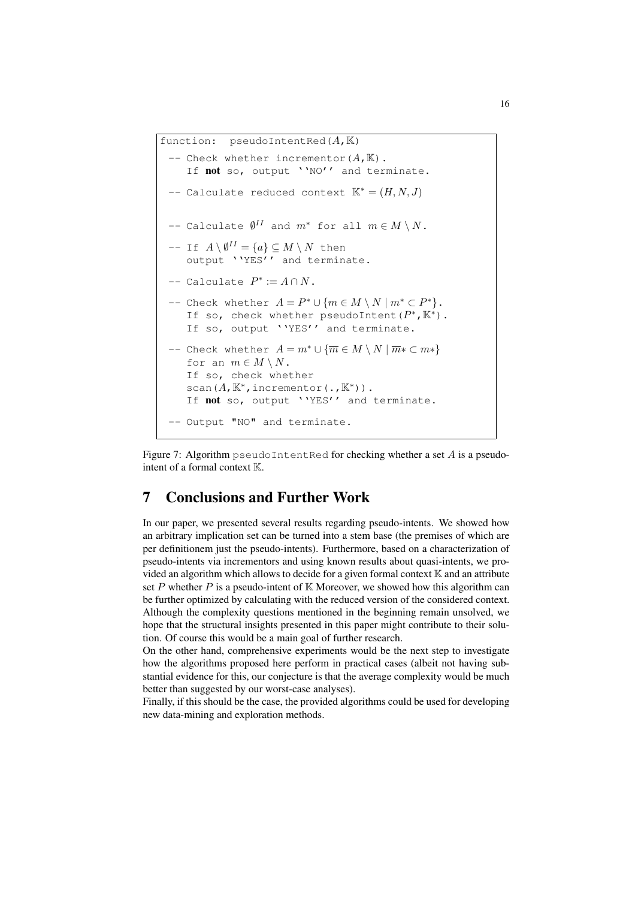```
function:  pseudoIntentRed(A,𝕂)
 -- Check whether incrementor(A,𝕂).
    If not so, output ''NO'' and terminate.
 -- Calculate reduced context 𝕂* = (H,N,J)

 -- Calculate ∅^II and m* for all m ∈ M \ N.
 -- If A \ ∅^II = {a} ⊆ M \ N then
    output ''YES'' and terminate.
 -- Calculate P* := A ∩ N.
 -- Check whether A = P* ∪ {m ∈ M \ N | m* ⊂ P*}.
    If so, check whether pseudoIntent(P*,𝕂*).
    If so, output ''YES'' and terminate.
 -- Check whether A = m* ∪ {m̄ ∈ M \ N | m̄* ⊂ m*}
    for an m ∈ M \ N.
    If so, check whether
    scan(A,𝕂*,incrementor(.,𝕂*)).
    If not so, output ''YES'' and terminate.
 -- Output "NO" and terminate.
```

Figure 7: Algorithm pseudoIntentRed for checking whether a set $A$ is a pseudo-intent of a formal context $\mathbb{K}$.

# 7 Conclusions and Further Work

In our paper, we presented several results regarding pseudo-intents. We showed how an arbitrary implication set can be turned into a stem base (the premises of which are per definitionem just the pseudo-intents). Furthermore, based on a characterization of pseudo-intents via incrementors and using known results about quasi-intents, we provided an algorithm which allows to decide for a given formal context $\mathbb{K}$ and an attribute set $P$ whether $P$ is a pseudo-intent of $\mathbb{K}$ Moreover, we showed how this algorithm can be further optimized by calculating with the reduced version of the considered context. Although the complexity questions mentioned in the beginning remain unsolved, we hope that the structural insights presented in this paper might contribute to their solution. Of course this would be a main goal of further research.

On the other hand, comprehensive experiments would be the next step to investigate how the algorithms proposed here perform in practical cases (albeit not having substantial evidence for this, our conjecture is that the average complexity would be much better than suggested by our worst-case analyses).

Finally, if this should be the case, the provided algorithms could be used for developing new data-mining and exploration methods.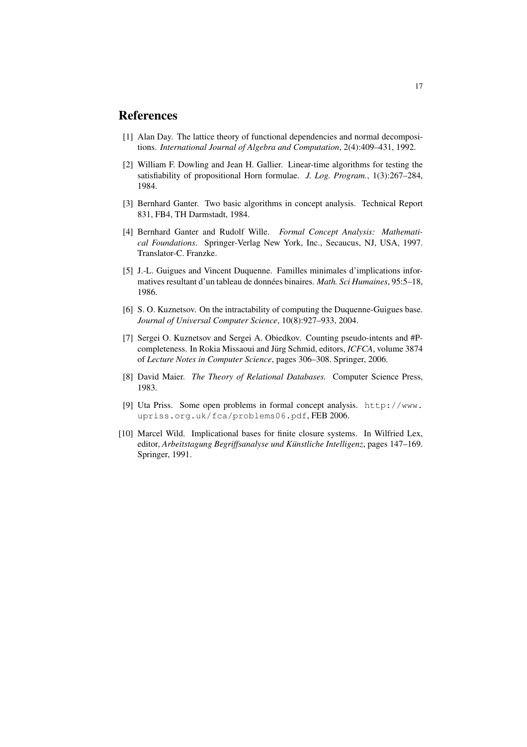# References

[1] Alan Day. The lattice theory of functional dependencies and normal decompositions. *International Journal of Algebra and Computation*, 2(4):409–431, 1992.

[2] William F. Dowling and Jean H. Gallier. Linear-time algorithms for testing the satisfiability of propositional Horn formulae. *J. Log. Program.*, 1(3):267–284, 1984.

[3] Bernhard Ganter. Two basic algorithms in concept analysis. Technical Report 831, FB4, TH Darmstadt, 1984.

[4] Bernhard Ganter and Rudolf Wille. *Formal Concept Analysis: Mathematical Foundations*. Springer-Verlag New York, Inc., Secaucus, NJ, USA, 1997. Translator-C. Franzke.

[5] J.-L. Guigues and Vincent Duquenne. Familles minimales d'implications informatives resultant d'un tableau de données binaires. *Math. Sci Humaines*, 95:5–18, 1986.

[6] S. O. Kuznetsov. On the intractability of computing the Duquenne-Guigues base. *Journal of Universal Computer Science*, 10(8):927–933, 2004.

[7] Sergei O. Kuznetsov and Sergei A. Obiedkov. Counting pseudo-intents and #P-completeness. In Rokia Missaoui and Jürg Schmid, editors, *ICFCA*, volume 3874 of *Lecture Notes in Computer Science*, pages 306–308. Springer, 2006.

[8] David Maier. *The Theory of Relational Databases.* Computer Science Press, 1983.

[9] Uta Priss. Some open problems in formal concept analysis. `http://www.upriss.org.uk/fca/problems06.pdf`, FEB 2006.

[10] Marcel Wild. Implicational bases for finite closure systems. In Wilfried Lex, editor, *Arbeitstagung Begriffsanalyse und Künstliche Intelligenz*, pages 147–169. Springer, 1991.